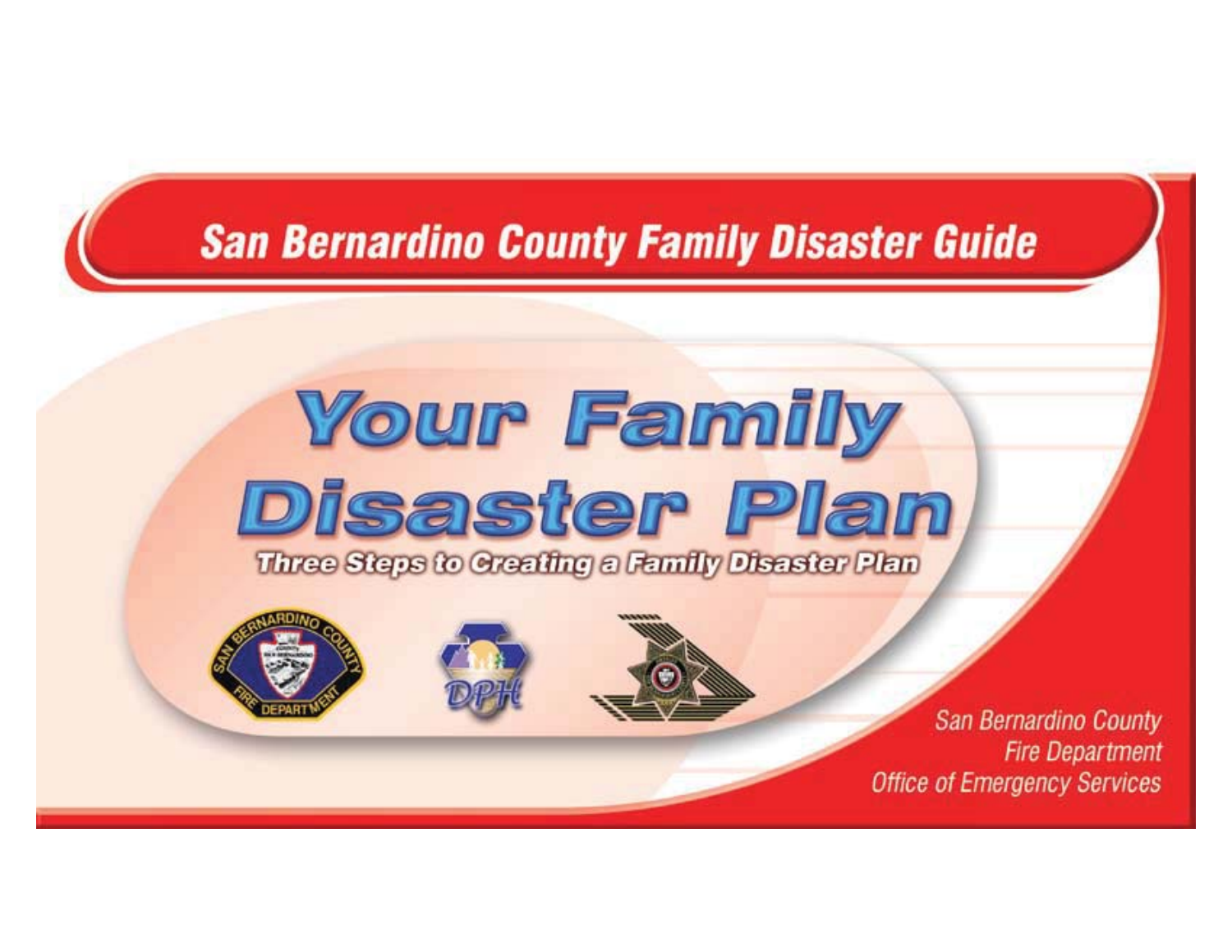## San Bernardino County Family Disaster Guide

# Your Family Disaster Plan

### Three Steps to Creating a Family Disaster Plan

San Bernardino County
Fire Department
Office of Emergency Services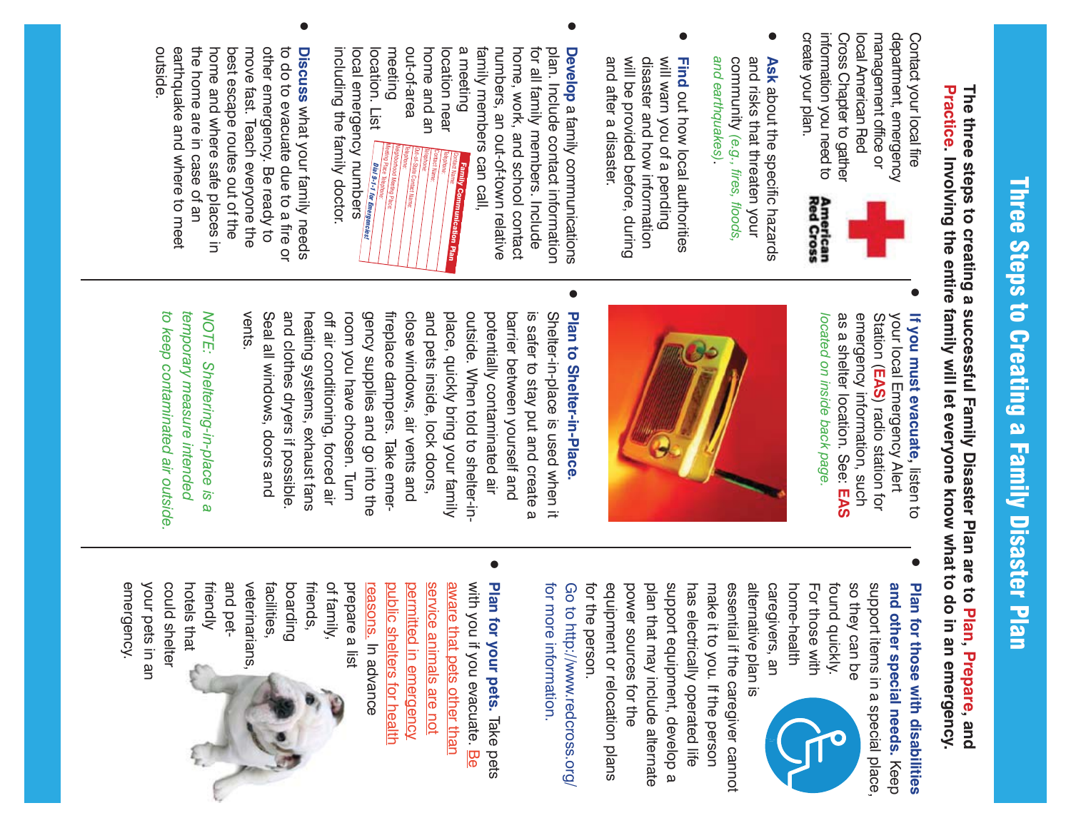# Three Steps to Creating a Family Disaster Plan

**The three steps to creating a successful Family Disaster Plan are to Plan, Prepare, and Practice. Involving the entire family will let everyone know what to do in an emergency.**

Contact your local fire department, emergency management office or local American Red Cross Chapter to gather information you need to create your plan.

- **Ask** about the specific hazards and risks that threaten your community *(e.g., fires, floods, and earthquakes)*.
- **Find** out how local authorities will warn you of a pending disaster and how information will be provided before, during and after a disaster.
- **Develop** a family communications plan. Include contact information for all family members. Include home, work, and school contact numbers, an out-of-town relative family members can call, a meeting location near home and an out-of-area meeting location. List local emergency numbers including the family doctor.
- **Discuss** what your family needs to do to evacuate due to a fire or other emergency. Be ready to move fast. Teach everyone the best escape routes out of the home and where safe places in the home are in case of an earthquake and where to meet outside.
- **If you must evacuate,** listen to your local Emergency Alert Station (**EAS**) radio station for emergency information, such as a shelter location. See: **EAS** *located on inside back page.*
- **Plan to Shelter-in-Place.** Shelter-in-place is used when it is safer to stay put and create a barrier between yourself and potentially contaminated air outside. When told to shelter-in-place, quickly bring your family and pets inside, lock doors, close windows, air vents and fireplace dampers. Take emergency supplies and go into the room you have chosen. Turn off air conditioning, forced air heating systems, exhaust fans and clothes dryers if possible. Seal all windows, doors and vents.

*NOTE: Sheltering-in-place is a temporary measure intended to keep contaminated air outside.*

- **Plan for those with disabilities and other special needs.** Keep support items in a special place, so they can be found quickly. For those with home-health caregivers, an alternative plan is essential if the caregiver cannot make it to you. If the person has electrically operated life support equipment, develop a plan that may include alternate power sources for the equipment or relocation plans for the person.

Go to http://www.redcross.org/ for more information.

- **Plan for your pets.** Take pets with you if you evacuate. Be aware that pets other than service animals are not permitted in emergency public shelters for health reasons. In advance prepare a list of family, friends, boarding facilities, veterinarians, and pet-friendly hotels that could shelter your pets in an emergency.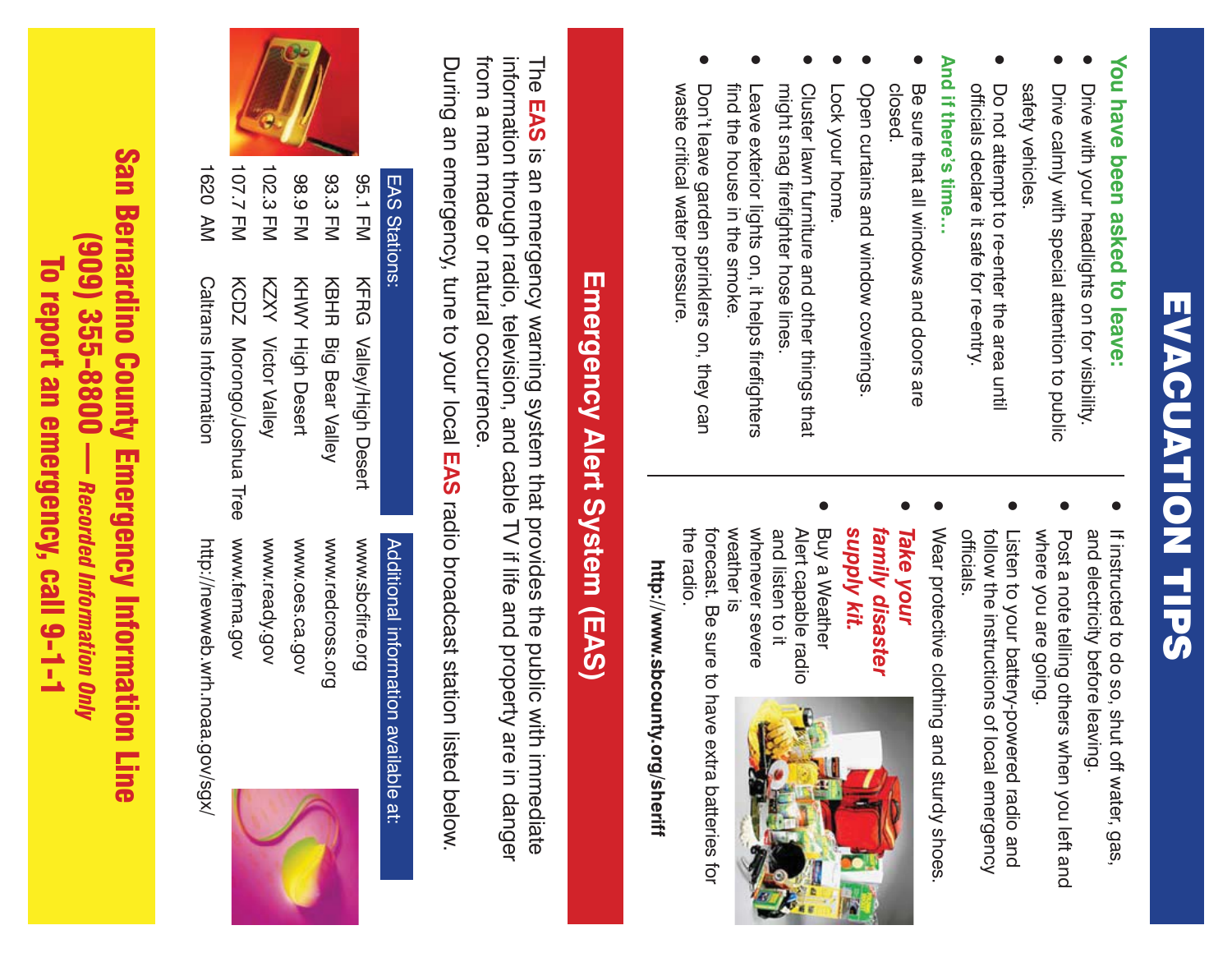# EVACUATION TIPS

**You have been asked to leave:**

- Drive with your headlights on for visibility.
- Drive calmly with special attention to public safety vehicles.
- Do not attempt to re-enter the area until officials declare it safe for re-entry.

**And if there's time…**

- Be sure that all windows and doors are closed.
- Open curtains and window coverings.
- Lock your home.
- Cluster lawn furniture and other things that might snag firefighter hose lines.
- Leave exterior lights on, it helps firefighters find the house in the smoke.
- Don't leave garden sprinklers on, they can waste critical water pressure.
- If instructed to do so, shut off water, gas, and electricity before leaving.
- Post a note telling others when you left and where you are going.
- Listen to your battery-powered radio and follow the instructions of local emergency officials.
- Wear protective clothing and sturdy shoes.
- ***Take your family disaster supply kit.***
- Buy a Weather Alert capable radio and listen to it whenever severe weather is forecast. Be sure to have extra batteries for the radio.

**http://www.sbcounty.org/sheriff**

## Emergency Alert System (EAS)

The **EAS** is an emergency warning system that provides the public with immediate information through radio, television, and cable TV if life and property are in danger from a man made or natural occurrence.

During an emergency, tune to your local **EAS** radio broadcast station listed below.

| EAS Stations: | | | Additional information available at: |
|---|---|---|---|
| 95.1 FM | KFRG | Valley/High Desert | www.sbcfire.org |
| 93.3 FM | KBHR | Big Bear Valley | www.redcross.org |
| 98.9 FM | KHWY | High Desert | www.oes.ca.gov |
| 102.3 FM | KZXY | Victor Valley | www.ready.gov |
| 107.7 FM | KCDZ | Morongo/Joshua Tree | www.fema.gov |
| 1620 AM | | Caltrans Information | http://newweb.wrh.noaa.gov/sgx/ |

**San Bernardino County Emergency Information Line**
**(909) 355-8800 — *Recorded Information Only***
**To report an emergency, call 9-1-1**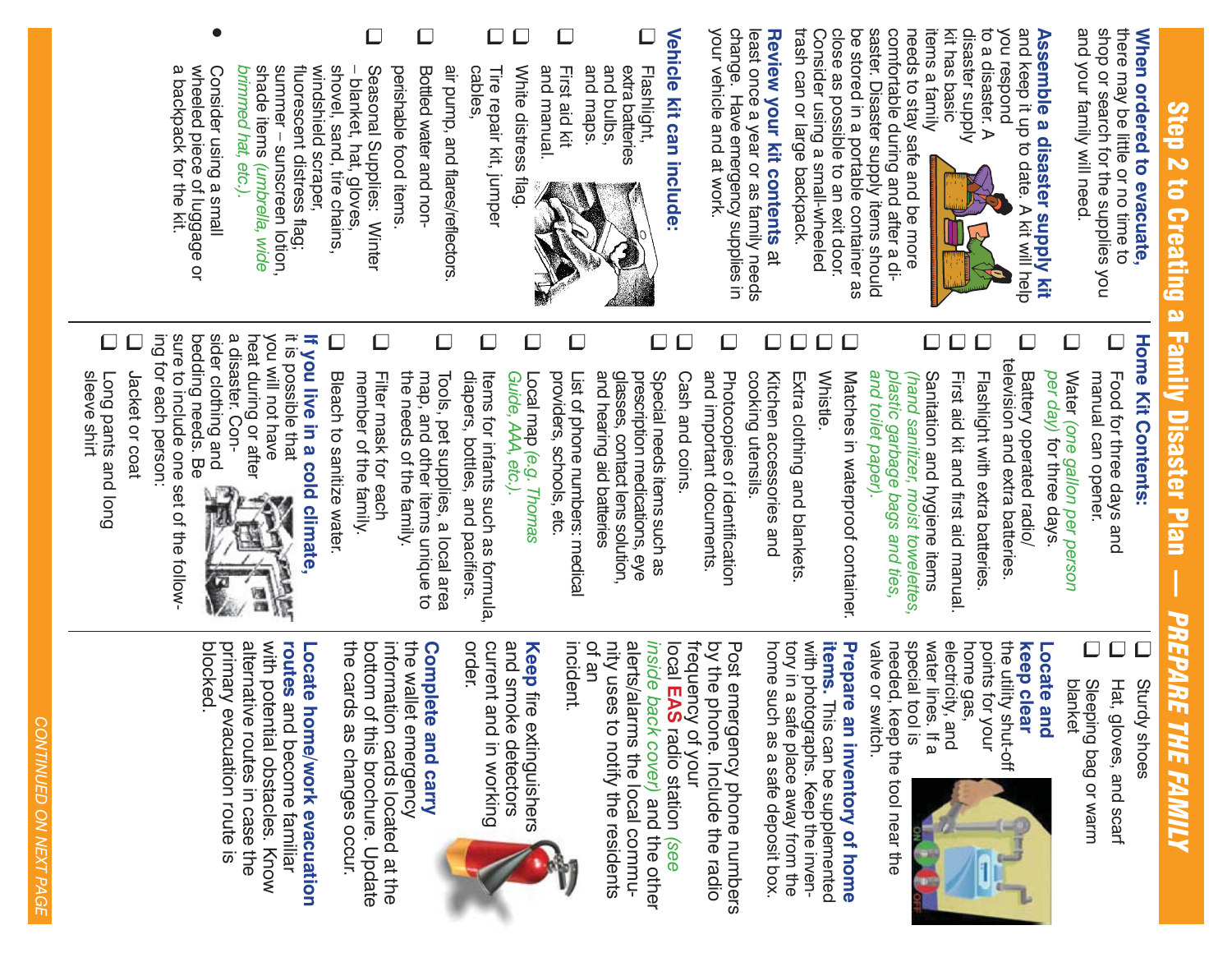# Step 2 to Creating a Family Disaster Plan — *PREPARE THE FAMILY*

**When ordered to evacuate,** there may be little or no time to shop or search for the supplies you and your family will need.

**Assemble a disaster supply kit** and keep it up to date. A kit will help you respond to a disaster. A disaster supply kit has basic items a family needs to stay safe and be more comfortable during and after a disaster. Disaster supply items should be stored in a portable container as close as possible to an exit door. Consider using a small-wheeled trash can or large backpack.

**Review your kit contents** at least once a year or as family needs change. Have emergency supplies in your vehicle and at work.

**Vehicle kit can include:**

- ☐ Flashlight, extra batteries and bulbs, and maps.
- ☐ First aid kit and manual.
- ☐ White distress flag.
- ☐ Tire repair kit, jumper cables, air pump, and flares/reflectors.
- ☐ Bottled water and non-perishable food items.
- ☐ Seasonal Supplies: Winter – blanket, hat, gloves, shovel, sand, tire chains, windshield scraper, fluorescent distress flag; summer – sunscreen lotion, shade items *(umbrella, wide brimmed hat, etc.)*.
- Consider using a small wheeled piece of luggage or a backpack for the kit.

**Home Kit Contents:**

- ☐ Food for three days and manual can opener.
- ☐ Water *(one gallon per person per day)* for three days.
- ☐ Battery operated radio/television and extra batteries.
- ☐ Flashlight with extra batteries.
- ☐ First aid kit and first aid manual.
- ☐ Sanitation and hygiene items *(hand sanitizer, moist towelettes, plastic garbage bags and ties, and toilet paper)*.
- ☐ Matches in waterproof container.
- ☐ Whistle.
- ☐ Extra clothing and blankets.
- ☐ Kitchen accessories and cooking utensils.
- ☐ Photocopies of identification and important documents.
- ☐ Cash and coins.
- ☐ Special needs items such as prescription medications, eye glasses, contact lens solution, and hearing aid batteries
- ☐ List of phone numbers: medical providers, schools, etc.
- ☐ Local map *(e.g. Thomas Guide, AAA, etc.)*.
- ☐ Items for infants such as formula, diapers, bottles, and pacifiers.
- ☐ Tools, pet supplies, a local area map, and other items unique to the needs of the family.
- ☐ Filter mask for each member of the family.
- ☐ Bleach to sanitize water.

**If you live in a cold climate,** it is possible that you will not have heat during or after a disaster. Consider clothing and bedding needs. Be sure to include one set of the following for each person:

- ☐ Jacket or coat
- ☐ Long pants and long sleeve shirt
- ☐ Sturdy shoes
- ☐ Hat, gloves, and scarf
- ☐ Sleeping bag or warm blanket

**Locate and keep clear** the utility shut-off points for your home gas, electricity, and water lines. If a special tool is needed, keep the tool near the valve or switch.

**Prepare an inventory of home items.** This can be supplemented with photographs. Keep the inventory in a safe place away from the home such as a safe deposit box.

Post emergency phone numbers by the phone. Include the radio frequency of your local **EAS** radio station *(see inside back cover)* and the other alerts/alarms the local community uses to notify the residents of an incident.

**Keep** fire extinguishers and smoke detectors current and in working order.

**Complete and carry** the wallet emergency information cards located at the bottom of this brochure. Update the cards as changes occur.

**Locate home/work evacuation routes** and become familiar with potential obstacles. Know alternative routes in case the primary evacuation route is blocked.

*CONTINUED ON NEXT PAGE*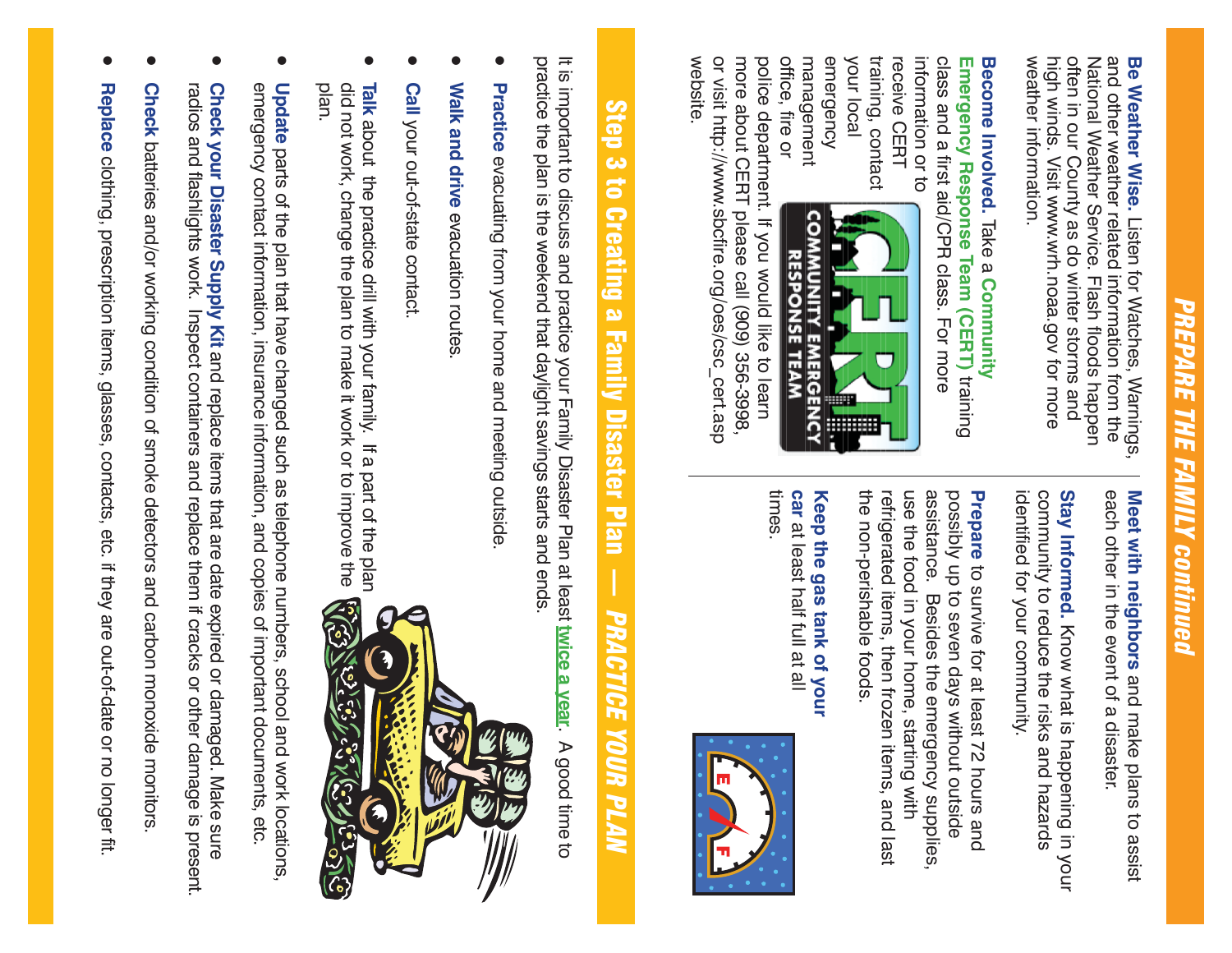# PREPARE THE FAMILY continued

**Be Weather Wise.** Listen for Watches, Warnings, and other weather related information from the National Weather Service. Flash floods happen often in our County as do winter storms and high winds. Visit www.wrh.noaa.gov for more weather information.

**Become Involved.** Take a **Community Emergency Response Team (CERT)** training class and a first aid/CPR class. For more information or to receive CERT training, contact your local emergency management office, fire or police department. If you would like to learn more about CERT please call (909) 356-3998, or visit http://www.sbcfire.org/oes/csc_cert.asp website.

**Meet with neighbors** and make plans to assist each other in the event of a disaster.

**Stay Informed.** Know what is happening in your community to reduce the risks and hazards identified for your community.

**Prepare** to survive for at least 72 hours and possibly up to seven days without outside assistance. Besides the emergency supplies, use the food in your home, starting with refrigerated items, then frozen items, and last the non-perishable foods.

**Keep the gas tank of your car** at least half full at all times.

## Step 3 to Creating a Family Disaster Plan — *PRACTICE YOUR PLAN*

It is important to discuss and practice your Family Disaster Plan at least twice a year. A good time to practice the plan is the weekend that daylight savings starts and ends.

- **Practice** evacuating from your home and meeting outside.
- **Walk and drive** evacuation routes.
- **Call** your out-of-state contact.
- **Talk** about the practice drill with your family. If a part of the plan did not work, change the plan to make it work or to improve the plan.
- **Update** parts of the plan that have changed such as telephone numbers, school and work locations, emergency contact information, insurance information, and copies of important documents, etc.
- **Check your Disaster Supply Kit** and replace items that are date expired or damaged. Make sure radios and flashlights work. Inspect containers and replace them if cracks or other damage is present.
- **Check** batteries and/or working condition of smoke detectors and carbon monoxide monitors.
- **Replace** clothing, prescription items, glasses, contacts, etc. if they are out-of-date or no longer fit.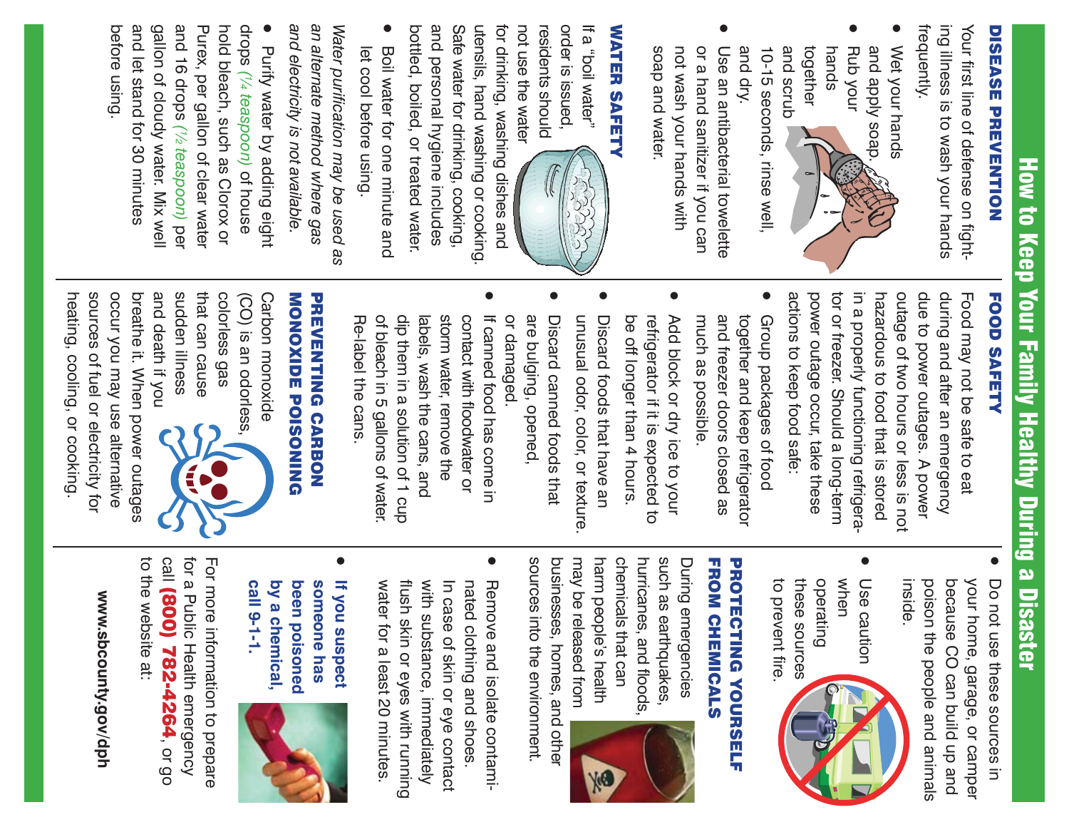# How to Keep Your Family Healthy During a Disaster

## DISEASE PREVENTION

Your first line of defense on fighting illness is to wash your hands frequently.

- Wet your hands and apply soap.
- Rub your hands together and scrub 10-15 seconds, rinse well, and dry.
- Use an antibacterial towelette or a hand sanitizer if you can not wash your hands with soap and water.

## WATER SAFETY

If a "boil water" order is issued, residents should not use the water for drinking, washing dishes and utensils, hand washing or cooking. Safe water for drinking, cooking, and personal hygiene includes bottled, boiled, or treated water.

- Boil water for one minute and let cool before using.

*Water purification may be used as an alternate method where gas and electricity is not available.*

- Purify water by adding eight drops (*1/4 teaspoon*) of household bleach, such as Clorox or Purex, per gallon of clear water and 16 drops (*1/2 teaspoon*) per gallon of cloudy water. Mix well and let stand for 30 minutes before using.

## FOOD SAFETY

Food may not be safe to eat during and after an emergency due to power outages. A power outage of two hours or less is not hazardous to food that is stored in a properly functioning refrigerator or freezer. Should a long-term power outage occur, take these actions to keep food safe:

- Group packages of food together and keep refrigerator and freezer doors closed as much as possible.
- Add block or dry ice to your refrigerator if it is expected to be off longer than 4 hours.
- Discard foods that have an unusual odor, color, or texture.
- Discard canned foods that are bulging, opened, or damaged.
- If canned food has come in contact with floodwater or storm water, remove the labels, wash the cans, and dip them in a solution of 1 cup of bleach in 5 gallons of water. Re-label the cans.

## PREVENTING CARBON MONOXIDE POISONING

Carbon monoxide (CO) is an odorless, colorless gas that can cause sudden illness and death if you breathe it. When power outages occur you may use alternative sources of fuel or electricity for heating, cooling, or cooking.

- Do not use these sources in your home, garage, or camper because CO can build up and poison the people and animals inside.
- Use caution when operating these sources to prevent fire.

## PROTECTING YOURSELF FROM CHEMICALS

During emergencies such as earthquakes, hurricanes, and floods, chemicals that can harm people's health may be released from businesses, homes, and other sources into the environment.

- Remove and isolate contaminated clothing and shoes. In case of skin or eye contact with substance, immediately flush skin or eyes with running water for a least 20 minutes.
- **If you suspect someone has been poisoned by a chemical, call 9-1-1.**

For more information to prepare for a Public Health emergency call **(800) 782-4264**, or go to the website at:

**www.sbcounty.gov/dph**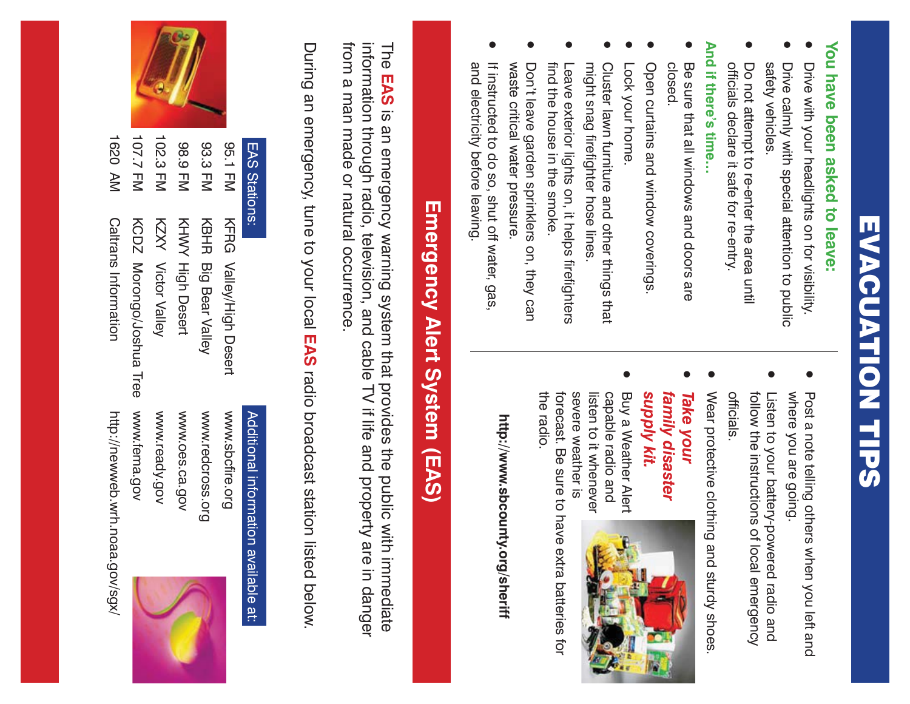# EVACUATION TIPS

**You have been asked to leave:**

- Drive with your headlights on for visibility.
- Drive calmly with special attention to public safety vehicles.
- Do not attempt to re-enter the area until officials declare it safe for re-entry.

**And if there's time...**

- Be sure that all windows and doors are closed.
- Open curtains and window coverings.
- Lock your home.
- Cluster lawn furniture and other things that might snag firefighter hose lines.
- Leave exterior lights on, it helps firefighters find the house in the smoke.
- Don't leave garden sprinklers on, they can waste critical water pressure.
- If instructed to do so, shut off water, gas, and electricity before leaving.
- Post a note telling others when you left and where you are going.
- Listen to your battery-powered radio and follow the instructions of local emergency officials.
- Wear protective clothing and sturdy shoes.
- ***Take your family disaster supply kit.***
- Buy a Weather Alert capable radio and listen to it whenever severe weather is forecast. Be sure to have extra batteries for the radio.

**http://www.sbcounty.org/sheriff**

## Emergency Alert System (EAS)

The **EAS** is an emergency warning system that provides the public with immediate information through radio, television, and cable TV if life and property are in danger from a man made or natural occurrence.

During an emergency, tune to your local **EAS** radio broadcast station listed below.

| EAS Stations: | | | Additional information available at: |
|---|---|---|---|
| 95.1 FM | KFRG | Valley/High Desert | www.sbcfire.org |
| 93.3 FM | KBHR | Big Bear Valley | www.redcross.org |
| 98.9 FM | KHWY | High Desert | www.oes.ca.gov |
| 102.3 FM | KZXY | Victor Valley | www.ready.gov |
| 107.7 FM | KCDZ | Morongo/Joshua Tree | www.fema.gov |
| 1620 AM | | Caltrans Information | http://newweb.wrh.noaa.gov/sgx/ |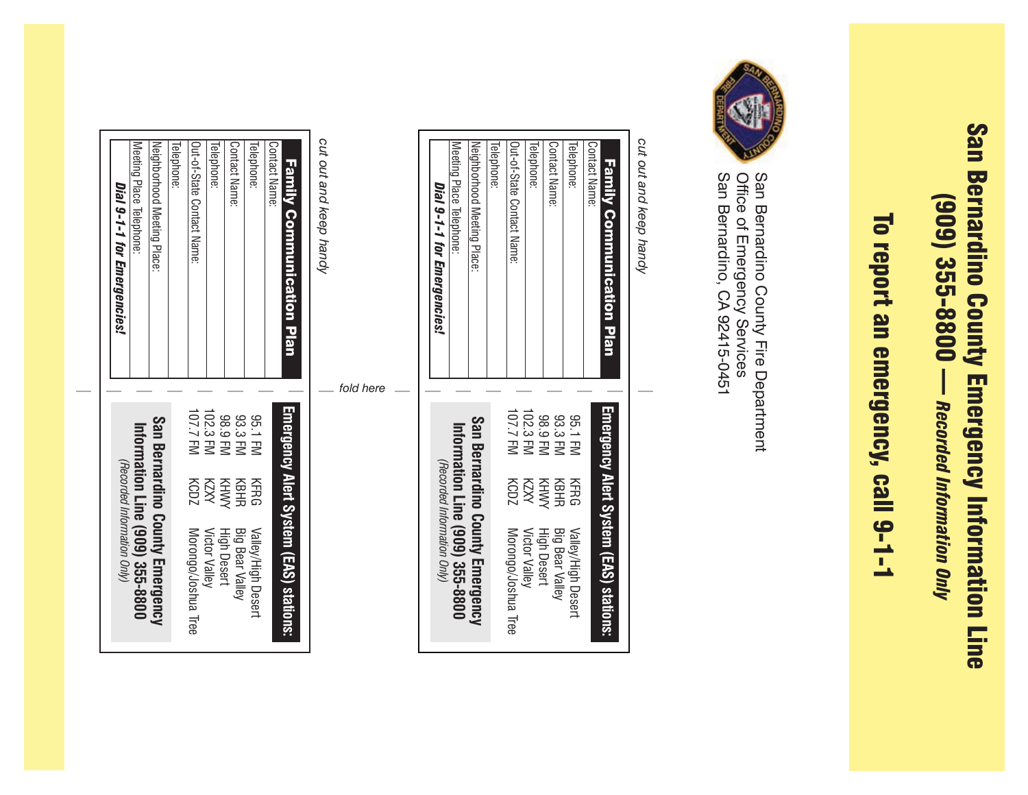# San Bernardino County Emergency Information Line

## (909) 355-8800 — *Recorded Information Only*

## To report an emergency, call 9-1-1

San Bernardino County Fire Department
Office of Emergency Services
San Bernardino, CA 92415-0451

*cut out and keep handy*

### Family Communication Plan

Contact Name:
Telephone:
Contact Name:
Telephone:
Out-of-State Contact Name:
Telephone:
Neighborhood Meeting Place:
Meeting Place Telephone:

***Dial 9-1-1 for Emergencies!***

### Emergency Alert System (EAS) stations:

| | | |
|---|---|---|
| 95.1 FM | KFRG | Valley/High Desert |
| 93.3 FM | KBHR | Big Bear Valley |
| 98.9 FM | KHWY | High Desert |
| 102.3 FM | KZXY | Victor Valley |
| 107.7 FM | KCDZ | Morongo/Joshua Tree |

**San Bernardino County Emergency Information Line (909) 355-8800**
*(Recorded Information Only)*

*fold here*

*cut out and keep handy*

### Family Communication Plan

Contact Name:
Telephone:
Contact Name:
Telephone:
Out-of-State Contact Name:
Telephone:
Neighborhood Meeting Place:
Meeting Place Telephone:

***Dial 9-1-1 for Emergencies!***

### Emergency Alert System (EAS) stations:

| | | |
|---|---|---|
| 95.1 FM | KFRG | Valley/High Desert |
| 93.3 FM | KBHR | Big Bear Valley |
| 98.9 FM | KHWY | High Desert |
| 102.3 FM | KZXY | Victor Valley |
| 107.7 FM | KCDZ | Morongo/Joshua Tree |

**San Bernardino County Emergency Information Line (909) 355-8800**
*(Recorded Information Only)*